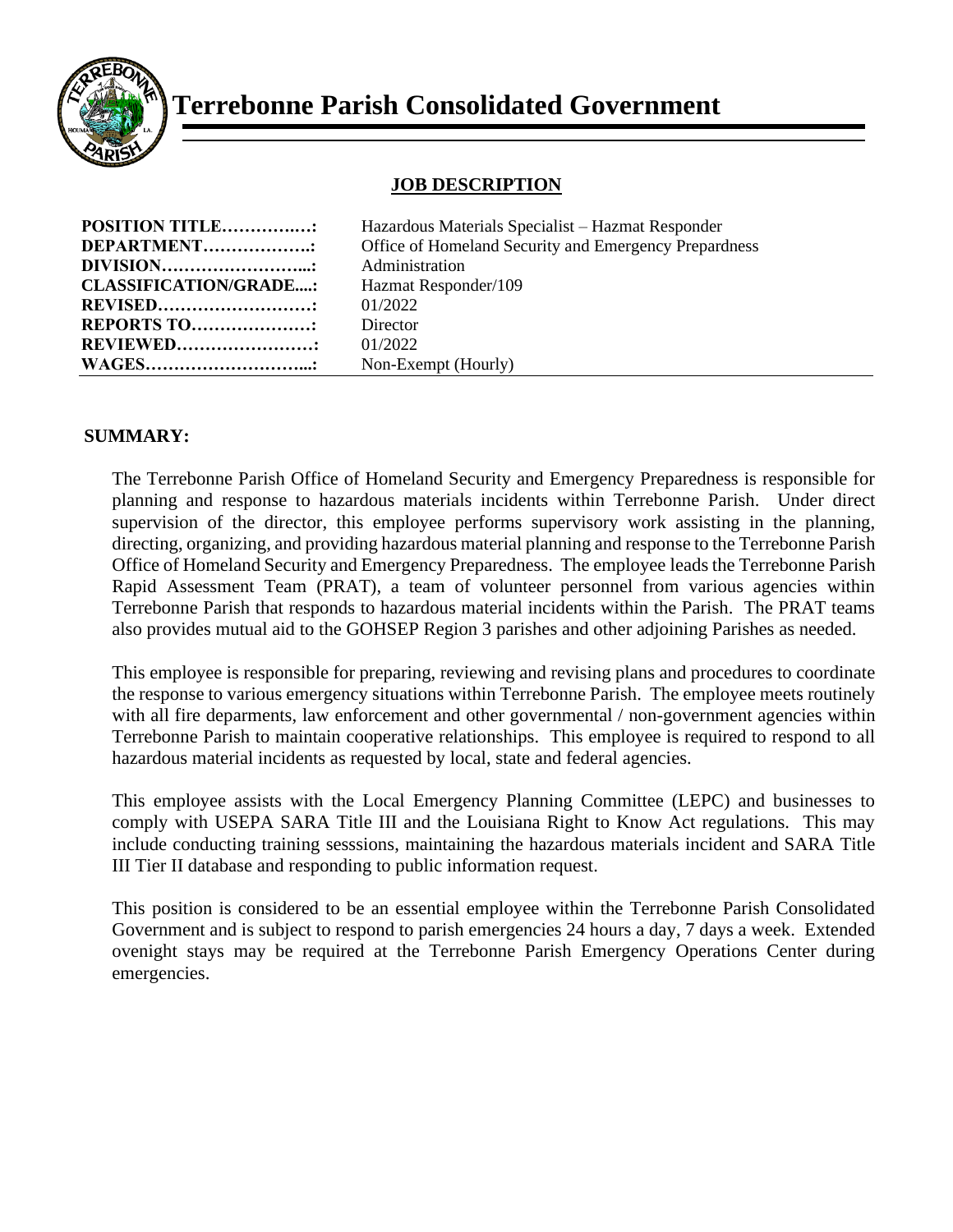# Terrebonne Parish Consolidated Government

## JOB DESCRIPTION

| | |
|---|---|
| **POSITION TITLE……………:** | Hazardous Materials Specialist – Hazmat Responder |
| **DEPARTMENT………………..:** | Office of Homeland Security and Emergency Prepardness |
| **DIVISION……………………...:** | Administration |
| **CLASSIFICATION/GRADE....:** | Hazmat Responder/109 |
| **REVISED………………………:** | 01/2022 |
| **REPORTS TO…………………:** | Director |
| **REVIEWED……………………:** | 01/2022 |
| **WAGES………………………...:** | Non-Exempt (Hourly) |

### SUMMARY:

The Terrebonne Parish Office of Homeland Security and Emergency Preparedness is responsible for planning and response to hazardous materials incidents within Terrebonne Parish. Under direct supervision of the director, this employee performs supervisory work assisting in the planning, directing, organizing, and providing hazardous material planning and response to the Terrebonne Parish Office of Homeland Security and Emergency Preparedness. The employee leads the Terrebonne Parish Rapid Assessment Team (PRAT), a team of volunteer personnel from various agencies within Terrebonne Parish that responds to hazardous material incidents within the Parish. The PRAT teams also provides mutual aid to the GOHSEP Region 3 parishes and other adjoining Parishes as needed.

This employee is responsible for preparing, reviewing and revising plans and procedures to coordinate the response to various emergency situations within Terrebonne Parish. The employee meets routinely with all fire deparments, law enforcement and other governmental / non-government agencies within Terrebonne Parish to maintain cooperative relationships. This employee is required to respond to all hazardous material incidents as requested by local, state and federal agencies.

This employee assists with the Local Emergency Planning Committee (LEPC) and businesses to comply with USEPA SARA Title III and the Louisiana Right to Know Act regulations. This may include conducting training sesssions, maintaining the hazardous materials incident and SARA Title III Tier II database and responding to public information request.

This position is considered to be an essential employee within the Terrebonne Parish Consolidated Government and is subject to respond to parish emergencies 24 hours a day, 7 days a week. Extended ovenight stays may be required at the Terrebonne Parish Emergency Operations Center during emergencies.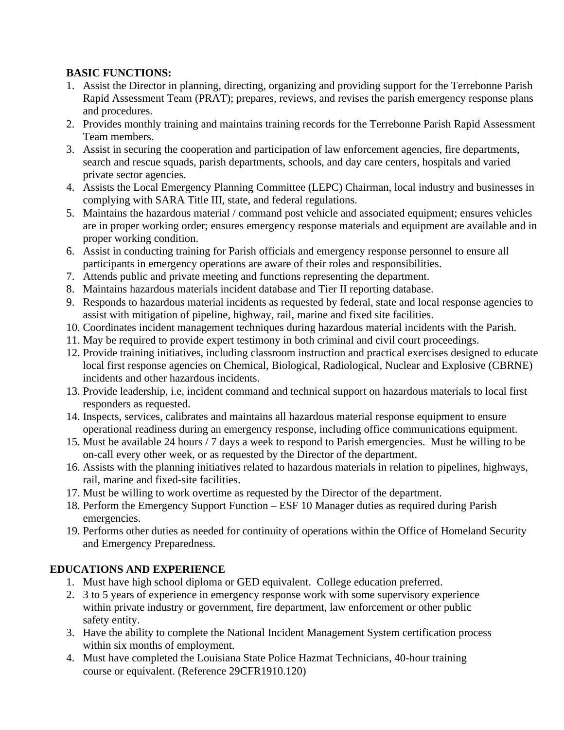**BASIC FUNCTIONS:**

1. Assist the Director in planning, directing, organizing and providing support for the Terrebonne Parish Rapid Assessment Team (PRAT); prepares, reviews, and revises the parish emergency response plans and procedures.
2. Provides monthly training and maintains training records for the Terrebonne Parish Rapid Assessment Team members.
3. Assist in securing the cooperation and participation of law enforcement agencies, fire departments, search and rescue squads, parish departments, schools, and day care centers, hospitals and varied private sector agencies.
4. Assists the Local Emergency Planning Committee (LEPC) Chairman, local industry and businesses in complying with SARA Title III, state, and federal regulations.
5. Maintains the hazardous material / command post vehicle and associated equipment; ensures vehicles are in proper working order; ensures emergency response materials and equipment are available and in proper working condition.
6. Assist in conducting training for Parish officials and emergency response personnel to ensure all participants in emergency operations are aware of their roles and responsibilities.
7. Attends public and private meeting and functions representing the department.
8. Maintains hazardous materials incident database and Tier II reporting database.
9. Responds to hazardous material incidents as requested by federal, state and local response agencies to assist with mitigation of pipeline, highway, rail, marine and fixed site facilities.
10. Coordinates incident management techniques during hazardous material incidents with the Parish.
11. May be required to provide expert testimony in both criminal and civil court proceedings.
12. Provide training initiatives, including classroom instruction and practical exercises designed to educate local first response agencies on Chemical, Biological, Radiological, Nuclear and Explosive (CBRNE) incidents and other hazardous incidents.
13. Provide leadership, i.e, incident command and technical support on hazardous materials to local first responders as requested.
14. Inspects, services, calibrates and maintains all hazardous material response equipment to ensure operational readiness during an emergency response, including office communications equipment.
15. Must be available 24 hours / 7 days a week to respond to Parish emergencies. Must be willing to be on-call every other week, or as requested by the Director of the department.
16. Assists with the planning initiatives related to hazardous materials in relation to pipelines, highways, rail, marine and fixed-site facilities.
17. Must be willing to work overtime as requested by the Director of the department.
18. Perform the Emergency Support Function – ESF 10 Manager duties as required during Parish emergencies.
19. Performs other duties as needed for continuity of operations within the Office of Homeland Security and Emergency Preparedness.

**EDUCATIONS AND EXPERIENCE**

1. Must have high school diploma or GED equivalent. College education preferred.
2. 3 to 5 years of experience in emergency response work with some supervisory experience within private industry or government, fire department, law enforcement or other public safety entity.
3. Have the ability to complete the National Incident Management System certification process within six months of employment.
4. Must have completed the Louisiana State Police Hazmat Technicians, 40-hour training course or equivalent. (Reference 29CFR1910.120)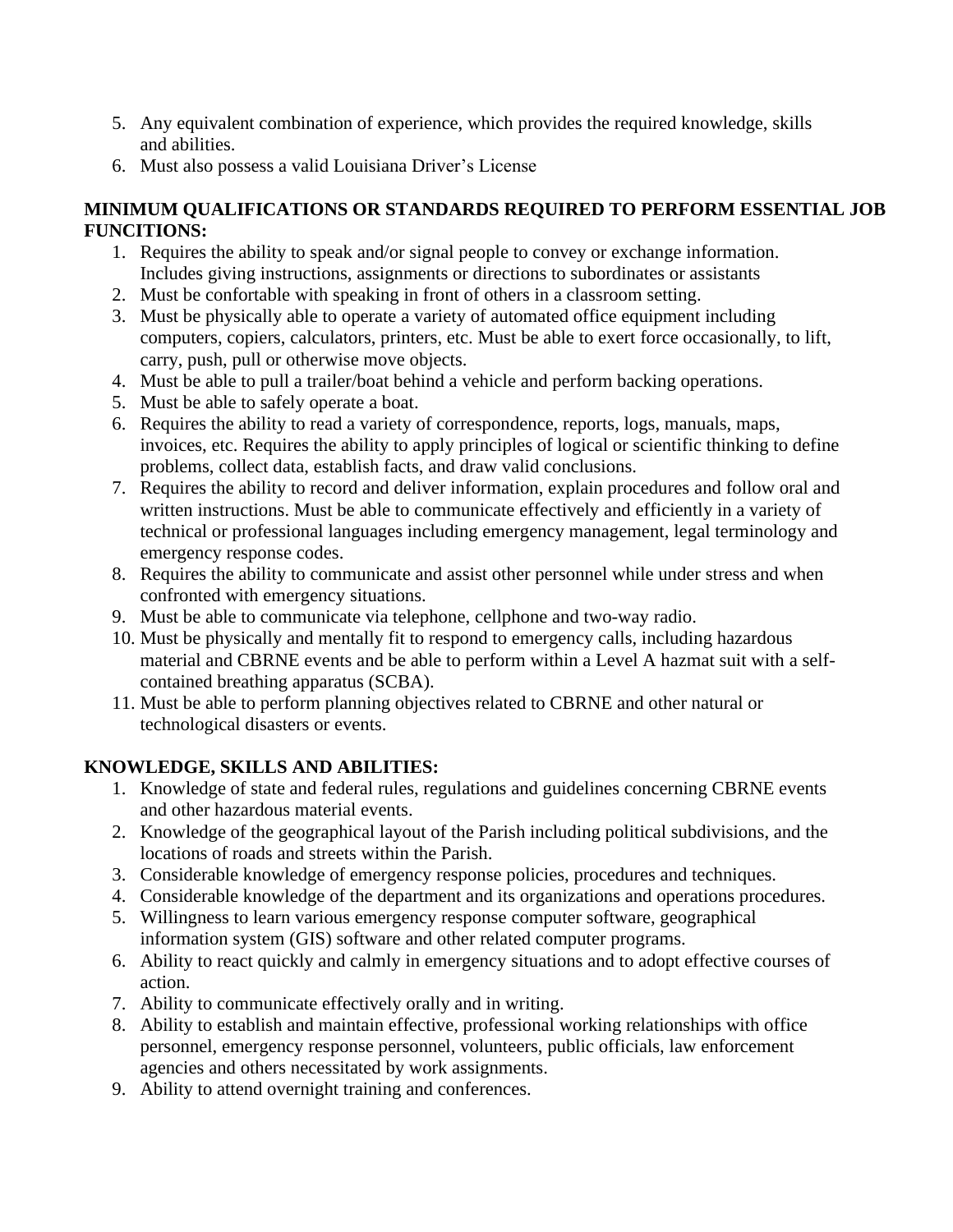5. Any equivalent combination of experience, which provides the required knowledge, skills and abilities.
6. Must also possess a valid Louisiana Driver's License

**MINIMUM QUALIFICATIONS OR STANDARDS REQUIRED TO PERFORM ESSENTIAL JOB FUNCITIONS:**

1. Requires the ability to speak and/or signal people to convey or exchange information. Includes giving instructions, assignments or directions to subordinates or assistants
2. Must be confortable with speaking in front of others in a classroom setting.
3. Must be physically able to operate a variety of automated office equipment including computers, copiers, calculators, printers, etc. Must be able to exert force occasionally, to lift, carry, push, pull or otherwise move objects.
4. Must be able to pull a trailer/boat behind a vehicle and perform backing operations.
5. Must be able to safely operate a boat.
6. Requires the ability to read a variety of correspondence, reports, logs, manuals, maps, invoices, etc. Requires the ability to apply principles of logical or scientific thinking to define problems, collect data, establish facts, and draw valid conclusions.
7. Requires the ability to record and deliver information, explain procedures and follow oral and written instructions. Must be able to communicate effectively and efficiently in a variety of technical or professional languages including emergency management, legal terminology and emergency response codes.
8. Requires the ability to communicate and assist other personnel while under stress and when confronted with emergency situations.
9. Must be able to communicate via telephone, cellphone and two-way radio.
10. Must be physically and mentally fit to respond to emergency calls, including hazardous material and CBRNE events and be able to perform within a Level A hazmat suit with a self-contained breathing apparatus (SCBA).
11. Must be able to perform planning objectives related to CBRNE and other natural or technological disasters or events.

**KNOWLEDGE, SKILLS AND ABILITIES:**

1. Knowledge of state and federal rules, regulations and guidelines concerning CBRNE events and other hazardous material events.
2. Knowledge of the geographical layout of the Parish including political subdivisions, and the locations of roads and streets within the Parish.
3. Considerable knowledge of emergency response policies, procedures and techniques.
4. Considerable knowledge of the department and its organizations and operations procedures.
5. Willingness to learn various emergency response computer software, geographical information system (GIS) software and other related computer programs.
6. Ability to react quickly and calmly in emergency situations and to adopt effective courses of action.
7. Ability to communicate effectively orally and in writing.
8. Ability to establish and maintain effective, professional working relationships with office personnel, emergency response personnel, volunteers, public officials, law enforcement agencies and others necessitated by work assignments.
9. Ability to attend overnight training and conferences.